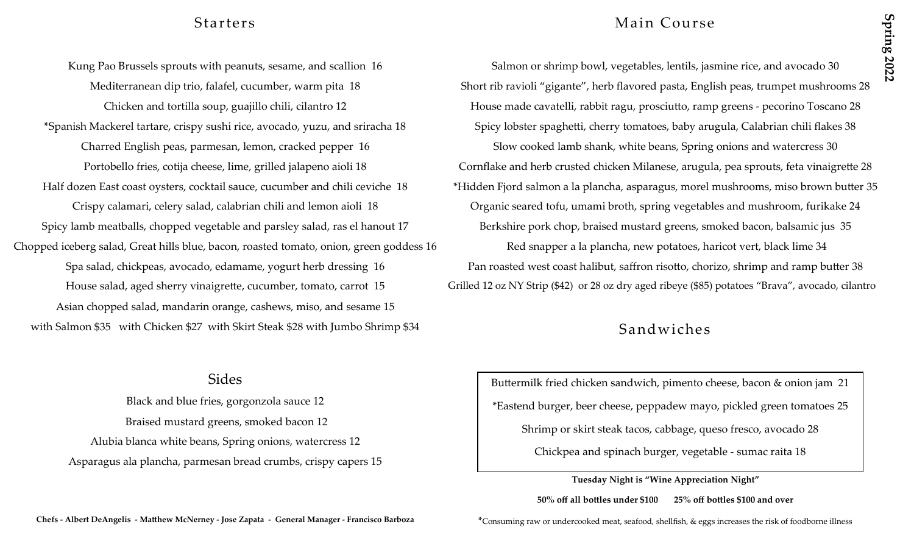**Spring 2022**

## Starters

Kung Pao Brussels sprouts with peanuts, sesame, and scallion 16

Mediterranean dip trio, falafel, cucumber, warm pita 18

Chicken and tortilla soup, guajillo chili, cilantro 12

*Spanish Mackerel tartare, crispy sushi rice, avocado, yuzu, and sriracha 18

Charred English peas, parmesan, lemon, cracked pepper 16

Portobello fries, cotija cheese, lime, grilled jalapeno aioli 18

Half dozen East coast oysters, cocktail sauce, cucumber and chili ceviche 18

Crispy calamari, celery salad, calabrian chili and lemon aioli 18

Spicy lamb meatballs, chopped vegetable and parsley salad, ras el hanout 17

Chopped iceberg salad, Great hills blue, bacon, roasted tomato, onion, green goddess 16

Spa salad, chickpeas, avocado, edamame, yogurt herb dressing 16

House salad, aged sherry vinaigrette, cucumber, tomato, carrot 15

Asian chopped salad, mandarin orange, cashews, miso, and sesame 15

with Salmon $35 with Chicken $27 with Skirt Steak $28 with Jumbo Shrimp $34

## Sides

Black and blue fries, gorgonzola sauce 12

Braised mustard greens, smoked bacon 12

Alubia blanca white beans, Spring onions, watercress 12

Asparagus ala plancha, parmesan bread crumbs, crispy capers 15

**Chefs - Albert DeAngelis - Matthew McNerney - Jose Zapata - General Manager - Francisco Barboza**

## Main Course

Salmon or shrimp bowl, vegetables, lentils, jasmine rice, and avocado 30

Short rib ravioli "gigante", herb flavored pasta, English peas, trumpet mushrooms 28

House made cavatelli, rabbit ragu, prosciutto, ramp greens - pecorino Toscano 28

Spicy lobster spaghetti, cherry tomatoes, baby arugula, Calabrian chili flakes 38

Slow cooked lamb shank, white beans, Spring onions and watercress 30

Cornflake and herb crusted chicken Milanese, arugula, pea sprouts, feta vinaigrette 28

*Hidden Fjord salmon a la plancha, asparagus, morel mushrooms, miso brown butter 35

Organic seared tofu, umami broth, spring vegetables and mushroom, furikake 24

Berkshire pork chop, braised mustard greens, smoked bacon, balsamic jus 35

Red snapper a la plancha, new potatoes, haricot vert, black lime 34

Pan roasted west coast halibut, saffron risotto, chorizo, shrimp and ramp butter 38

Grilled 12 oz NY Strip ($42) or 28 oz dry aged ribeye ($85) potatoes "Brava", avocado, cilantro

## Sandwiches

Buttermilk fried chicken sandwich, pimento cheese, bacon & onion jam 21

*Eastend burger, beer cheese, peppadew mayo, pickled green tomatoes 25

Shrimp or skirt steak tacos, cabbage, queso fresco, avocado 28

Chickpea and spinach burger, vegetable - sumac raita 18

**Tuesday Night is "Wine Appreciation Night"**

**50% off all bottles under $100 25% off bottles $100 and over**

*Consuming raw or undercooked meat, seafood, shellfish, & eggs increases the risk of foodborne illness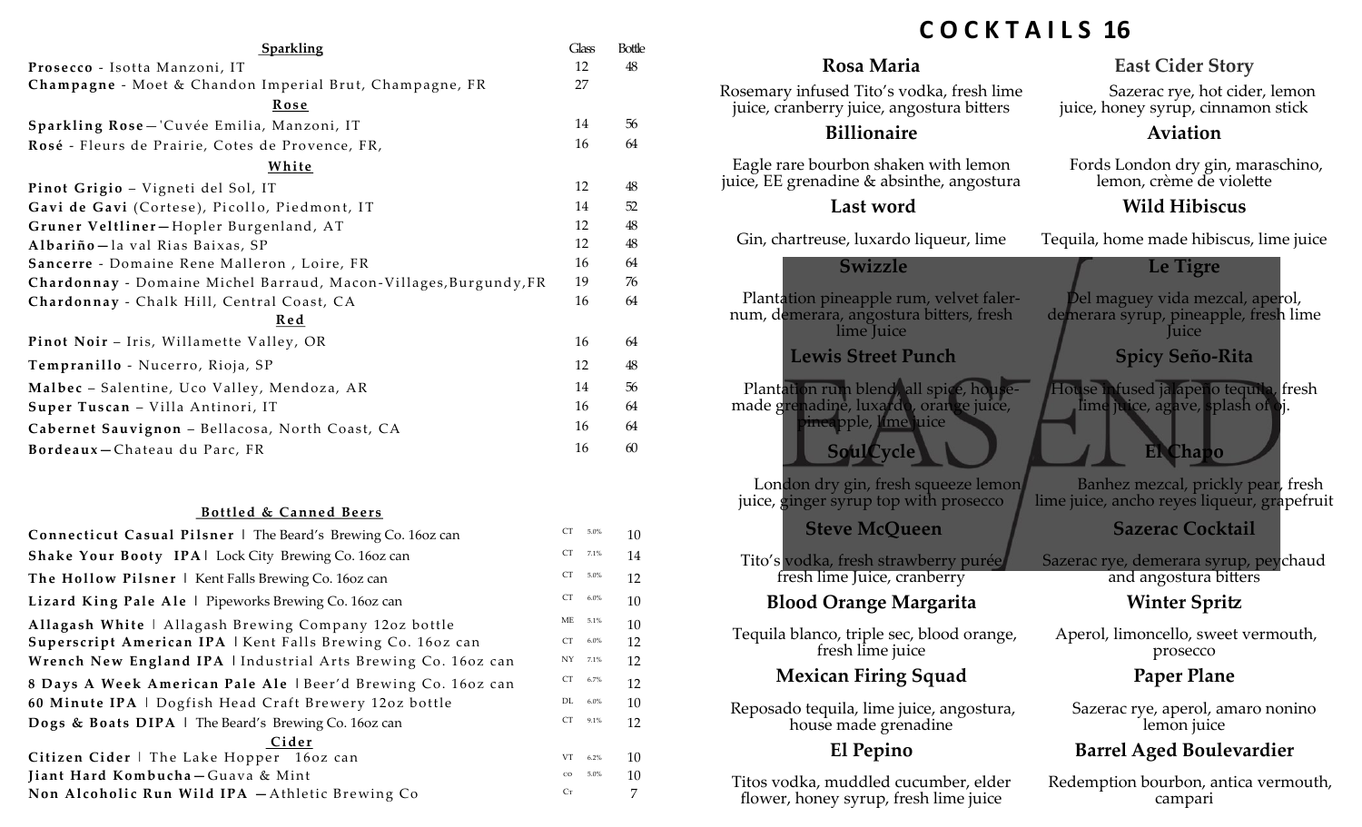## Sparkling

| | Glass | Bottle |
|---|---|---|
| **Prosecco** - Isotta Manzoni, IT | 12 | 48 |
| **Champagne** - Moet & Chandon Imperial Brut, Champagne, FR | 27 | |

## Rose

| | Glass | Bottle |
|---|---|---|
| **Sparkling Rose**—'Cuvée Emilia, Manzoni, IT | 14 | 56 |
| **Rosé** - Fleurs de Prairie, Cotes de Provence, FR, | 16 | 64 |

## White

| | Glass | Bottle |
|---|---|---|
| **Pinot Grigio** – Vigneti del Sol, IT | 12 | 48 |
| **Gavi de Gavi** (Cortese), Picollo, Piedmont, IT | 14 | 52 |
| **Gruner Veltliner**—Hopler Burgenland, AT | 12 | 48 |
| **Albariño**—la val Rias Baixas, SP | 12 | 48 |
| **Sancerre** - Domaine Rene Malleron , Loire, FR | 16 | 64 |
| **Chardonnay** - Domaine Michel Barraud, Macon-Villages,Burgundy,FR | 19 | 76 |
| **Chardonnay** - Chalk Hill, Central Coast, CA | 16 | 64 |

## Red

| | Glass | Bottle |
|---|---|---|
| **Pinot Noir** – Iris, Willamette Valley, OR | 16 | 64 |
| **Tempranillo** - Nucerro, Rioja, SP | 12 | 48 |
| **Malbec** – Salentine, Uco Valley, Mendoza, AR | 14 | 56 |
| **Super Tuscan** – Villa Antinori, IT | 16 | 64 |
| **Cabernet Sauvignon** – Bellacosa, North Coast, CA | 16 | 64 |
| **Bordeaux**—Chateau du Parc, FR | 16 | 60 |

## Bottled & Canned Beers

| | | | |
|---|---|---|---|
| **Connecticut Casual Pilsner** \| The Beard's Brewing Co. 16oz can | CT | 5.0% | 10 |
| **Shake Your Booty IPA** \| Lock City Brewing Co. 16oz can | CT | 7.1% | 14 |
| **The Hollow Pilsner** \| Kent Falls Brewing Co. 16oz can | CT | 5.0% | 12 |
| **Lizard King Pale Ale** \| Pipeworks Brewing Co. 16oz can | CT | 6.0% | 10 |
| **Allagash White** \| Allagash Brewing Company 12oz bottle | ME | 5.1% | 10 |
| **Superscript American IPA** \| Kent Falls Brewing Co. 16oz can | CT | 6.0% | 12 |
| **Wrench New England IPA** \| Industrial Arts Brewing Co. 16oz can | NY | 7.1% | 12 |
| **8 Days A Week American Pale Ale** \| Beer'd Brewing Co. 16oz can | CT | 6.7% | 12 |
| **60 Minute IPA** \| Dogfish Head Craft Brewery 12oz bottle | DL | 6.0% | 10 |
| **Dogs & Boats DIPA** \| The Beard's Brewing Co. 16oz can | CT | 9.1% | 12 |

## Cider

| | | | |
|---|---|---|---|
| **Citizen Cider** \| The Lake Hopper 16oz can | VT | 6.2% | 10 |
| **Jiant Hard Kombucha**—Guava & Mint | CO | 5.0% | 10 |
| **Non Alcoholic Run Wild IPA** —Athletic Brewing Co | Cr | | 7 |

# COCKTAILS 16

**Rosa Maria**
Rosemary infused Tito's vodka, fresh lime juice, cranberry juice, angostura bitters

**East Cider Story**
Sazerac rye, hot cider, lemon juice, honey syrup, cinnamon stick

**Billionaire**
Eagle rare bourbon shaken with lemon juice, EE grenadine & absinthe, angostura

**Aviation**
Fords London dry gin, maraschino, lemon, crème de violette

**Last word**
Gin, chartreuse, luxardo liqueur, lime

**Wild Hibiscus**
Tequila, home made hibiscus, lime juice

**Swizzle**
Plantation pineapple rum, velvet falernum, demerara, angostura bitters, fresh lime Juice

**Le Tigre**
Del maguey vida mezcal, aperol, demerara syrup, pineapple, fresh lime Juice

**Lewis Street Punch**
Plantation rum blend, all spice, house-made grenadine, luxardo, orange juice, pineapple, lime juice

**Spicy Seño-Rita**
House infused jalapeño tequila, fresh lime juice, agave, splash of oj.

**SoulCycle**
London dry gin, fresh squeeze lemon juice, ginger syrup top with prosecco

**El Chapo**
Banhez mezcal, prickly pear, fresh lime juice, ancho reyes liqueur, grapefruit

**Steve McQueen**
Tito's vodka, fresh strawberry purée, fresh lime Juice, cranberry

**Sazerac Cocktail**
Sazerac rye, demerara syrup, peychaud and angostura bitters

**Blood Orange Margarita**
Tequila blanco, triple sec, blood orange, fresh lime juice

**Winter Spritz**
Aperol, limoncello, sweet vermouth, prosecco

**Mexican Firing Squad**
Reposado tequila, lime juice, angostura, house made grenadine

**Paper Plane**
Sazerac rye, aperol, amaro nonino lemon juice

**El Pepino**
Titos vodka, muddled cucumber, elder flower, honey syrup, fresh lime juice

**Barrel Aged Boulevardier**
Redemption bourbon, antica vermouth, campari